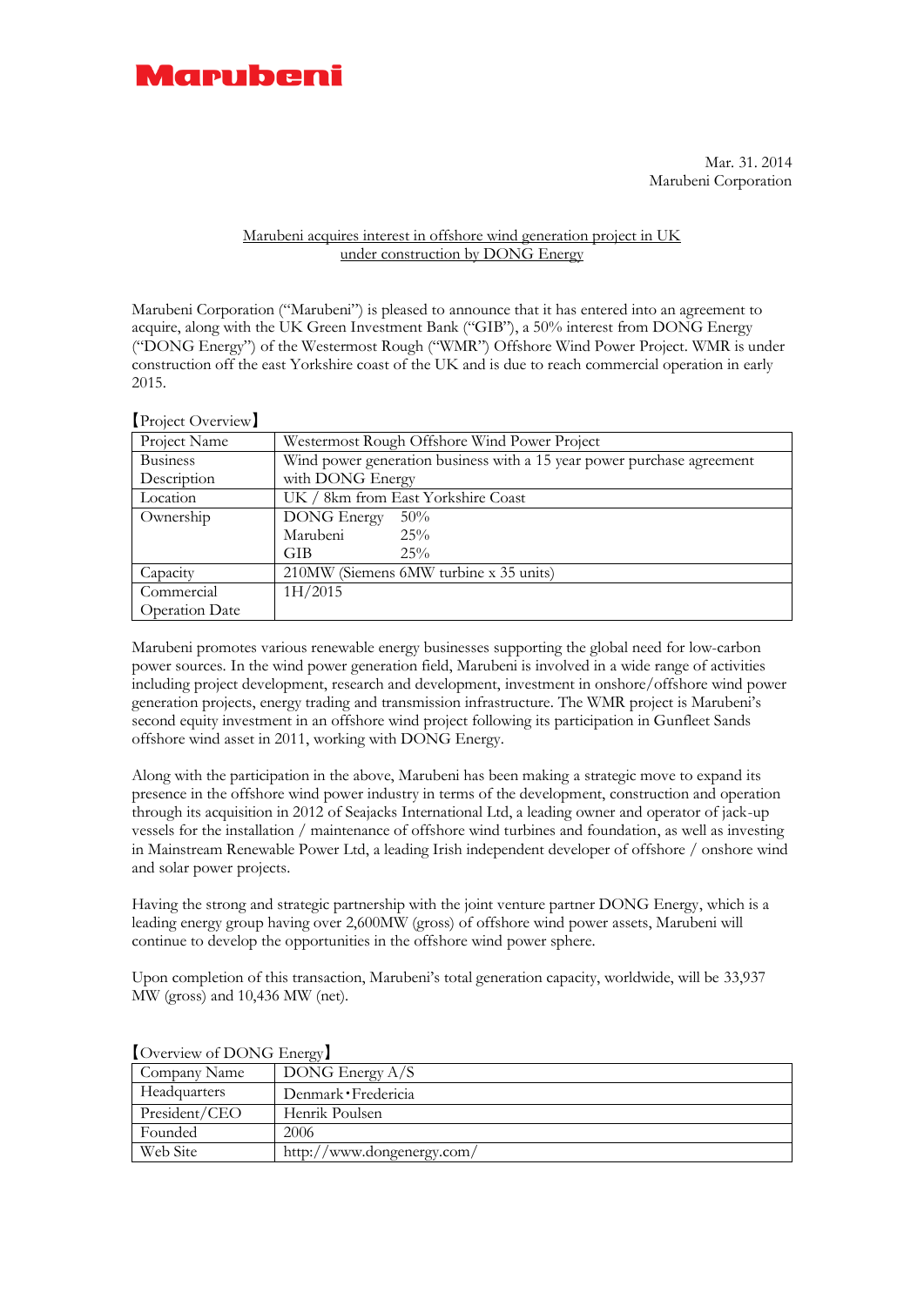**Marubeni**

Mar. 31. 2014
Marubeni Corporation

Marubeni acquires interest in offshore wind generation project in UK under construction by DONG Energy

Marubeni Corporation ("Marubeni") is pleased to announce that it has entered into an agreement to acquire, along with the UK Green Investment Bank ("GIB"), a 50% interest from DONG Energy ("DONG Energy") of the Westermost Rough ("WMR") Offshore Wind Power Project. WMR is under construction off the east Yorkshire coast of the UK and is due to reach commercial operation in early 2015.

【Project Overview】

| Project Name | Westermost Rough Offshore Wind Power Project |
|---|---|
| Business Description | Wind power generation business with a 15 year power purchase agreement with DONG Energy |
| Location | UK / 8km from East Yorkshire Coast |
| Ownership | DONG Energy 50%<br>Marubeni 25%<br>GIB 25% |
| Capacity | 210MW (Siemens 6MW turbine x 35 units) |
| Commercial Operation Date | 1H/2015 |

Marubeni promotes various renewable energy businesses supporting the global need for low-carbon power sources. In the wind power generation field, Marubeni is involved in a wide range of activities including project development, research and development, investment in onshore/offshore wind power generation projects, energy trading and transmission infrastructure. The WMR project is Marubeni's second equity investment in an offshore wind project following its participation in Gunfleet Sands offshore wind asset in 2011, working with DONG Energy.

Along with the participation in the above, Marubeni has been making a strategic move to expand its presence in the offshore wind power industry in terms of the development, construction and operation through its acquisition in 2012 of Seajacks International Ltd, a leading owner and operator of jack-up vessels for the installation / maintenance of offshore wind turbines and foundation, as well as investing in Mainstream Renewable Power Ltd, a leading Irish independent developer of offshore / onshore wind and solar power projects.

Having the strong and strategic partnership with the joint venture partner DONG Energy, which is a leading energy group having over 2,600MW (gross) of offshore wind power assets, Marubeni will continue to develop the opportunities in the offshore wind power sphere.

Upon completion of this transaction, Marubeni's total generation capacity, worldwide, will be 33,937 MW (gross) and 10,436 MW (net).

【Overview of DONG Energy】

| Company Name | DONG Energy A/S |
|---|---|
| Headquarters | Denmark・Fredericia |
| President/CEO | Henrik Poulsen |
| Founded | 2006 |
| Web Site | http://www.dongenergy.com/ |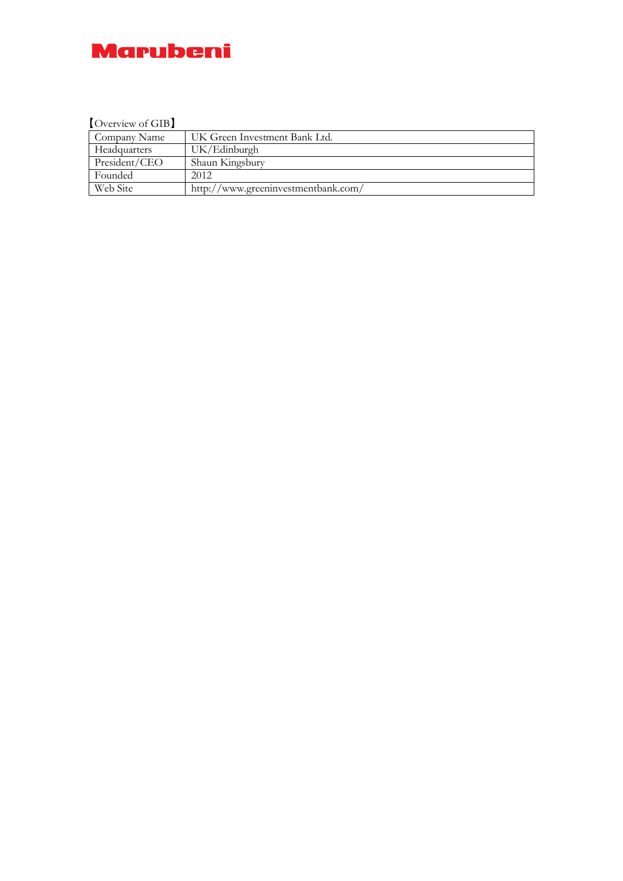Marubeni

【Overview of GIB】

| | |
|---|---|
| Company Name | UK Green Investment Bank Ltd. |
| Headquarters | UK/Edinburgh |
| President/CEO | Shaun Kingsbury |
| Founded | 2012 |
| Web Site | http://www.greeninvestmentbank.com/ |